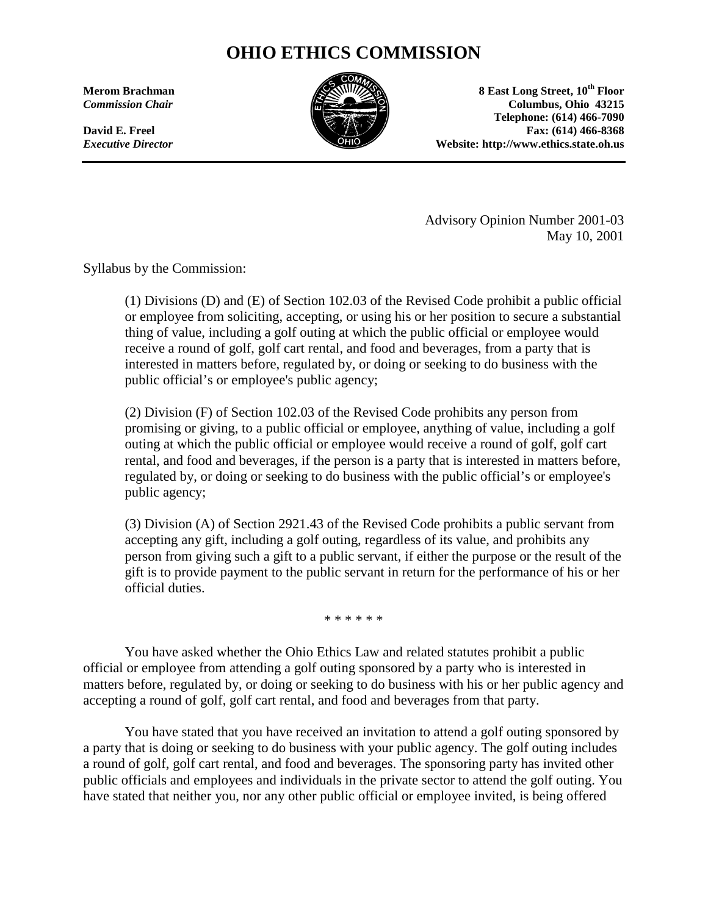# OHIO ETHICS COMMISSION

**Merom Brachman**
***Commission Chair***

**David E. Freel**
***Executive Director***

**8 East Long Street, 10th Floor**
**Columbus, Ohio 43215**
**Telephone: (614) 466-7090**
**Fax: (614) 466-8368**
**Website: http://www.ethics.state.oh.us**

---

Advisory Opinion Number 2001-03
May 10, 2001

Syllabus by the Commission:

> (1) Divisions (D) and (E) of Section 102.03 of the Revised Code prohibit a public official or employee from soliciting, accepting, or using his or her position to secure a substantial thing of value, including a golf outing at which the public official or employee would receive a round of golf, golf cart rental, and food and beverages, from a party that is interested in matters before, regulated by, or doing or seeking to do business with the public official's or employee's public agency;
>
> (2) Division (F) of Section 102.03 of the Revised Code prohibits any person from promising or giving, to a public official or employee, anything of value, including a golf outing at which the public official or employee would receive a round of golf, golf cart rental, and food and beverages, if the person is a party that is interested in matters before, regulated by, or doing or seeking to do business with the public official's or employee's public agency;
>
> (3) Division (A) of Section 2921.43 of the Revised Code prohibits a public servant from accepting any gift, including a golf outing, regardless of its value, and prohibits any person from giving such a gift to a public servant, if either the purpose or the result of the gift is to provide payment to the public servant in return for the performance of his or her official duties.

\* \* \* \* \* \*

You have asked whether the Ohio Ethics Law and related statutes prohibit a public official or employee from attending a golf outing sponsored by a party who is interested in matters before, regulated by, or doing or seeking to do business with his or her public agency and accepting a round of golf, golf cart rental, and food and beverages from that party.

You have stated that you have received an invitation to attend a golf outing sponsored by a party that is doing or seeking to do business with your public agency. The golf outing includes a round of golf, golf cart rental, and food and beverages. The sponsoring party has invited other public officials and employees and individuals in the private sector to attend the golf outing. You have stated that neither you, nor any other public official or employee invited, is being offered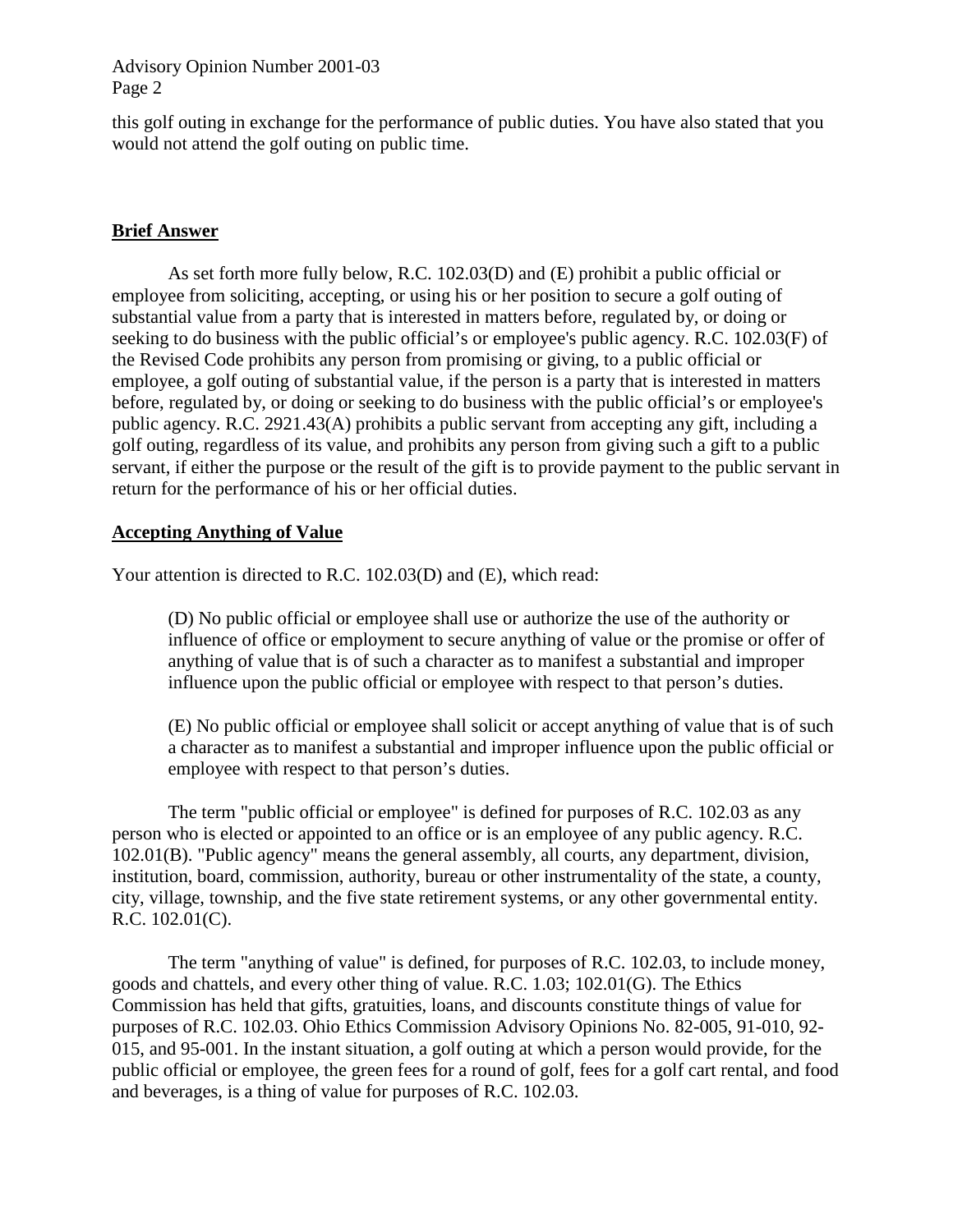this golf outing in exchange for the performance of public duties. You have also stated that you would not attend the golf outing on public time.

## Brief Answer

As set forth more fully below, R.C. 102.03(D) and (E) prohibit a public official or employee from soliciting, accepting, or using his or her position to secure a golf outing of substantial value from a party that is interested in matters before, regulated by, or doing or seeking to do business with the public official's or employee's public agency. R.C. 102.03(F) of the Revised Code prohibits any person from promising or giving, to a public official or employee, a golf outing of substantial value, if the person is a party that is interested in matters before, regulated by, or doing or seeking to do business with the public official's or employee's public agency. R.C. 2921.43(A) prohibits a public servant from accepting any gift, including a golf outing, regardless of its value, and prohibits any person from giving such a gift to a public servant, if either the purpose or the result of the gift is to provide payment to the public servant in return for the performance of his or her official duties.

## Accepting Anything of Value

Your attention is directed to R.C. 102.03(D) and (E), which read:

> (D) No public official or employee shall use or authorize the use of the authority or influence of office or employment to secure anything of value or the promise or offer of anything of value that is of such a character as to manifest a substantial and improper influence upon the public official or employee with respect to that person's duties.
>
> (E) No public official or employee shall solicit or accept anything of value that is of such a character as to manifest a substantial and improper influence upon the public official or employee with respect to that person's duties.

The term "public official or employee" is defined for purposes of R.C. 102.03 as any person who is elected or appointed to an office or is an employee of any public agency. R.C. 102.01(B). "Public agency" means the general assembly, all courts, any department, division, institution, board, commission, authority, bureau or other instrumentality of the state, a county, city, village, township, and the five state retirement systems, or any other governmental entity. R.C. 102.01(C).

The term "anything of value" is defined, for purposes of R.C. 102.03, to include money, goods and chattels, and every other thing of value. R.C. 1.03; 102.01(G). The Ethics Commission has held that gifts, gratuities, loans, and discounts constitute things of value for purposes of R.C. 102.03. Ohio Ethics Commission Advisory Opinions No. 82-005, 91-010, 92-015, and 95-001. In the instant situation, a golf outing at which a person would provide, for the public official or employee, the green fees for a round of golf, fees for a golf cart rental, and food and beverages, is a thing of value for purposes of R.C. 102.03.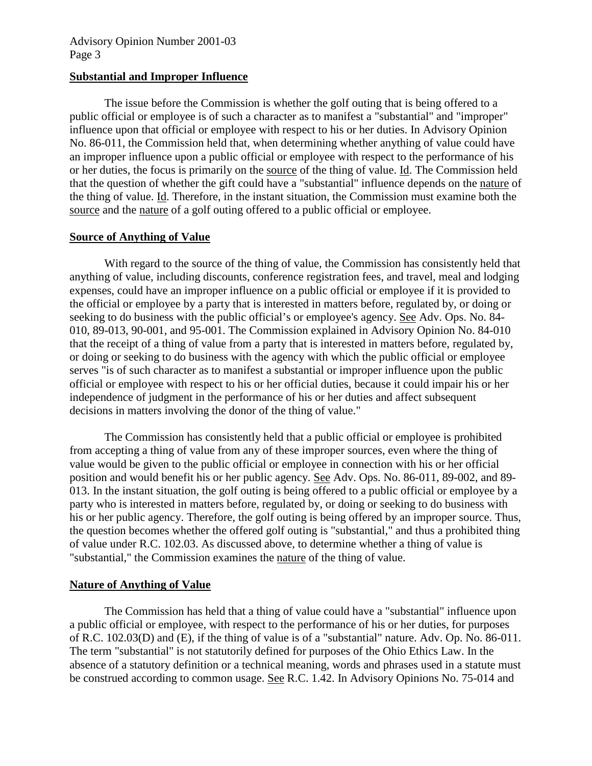**Substantial and Improper Influence**

The issue before the Commission is whether the golf outing that is being offered to a public official or employee is of such a character as to manifest a "substantial" and "improper" influence upon that official or employee with respect to his or her duties. In Advisory Opinion No. 86-011, the Commission held that, when determining whether anything of value could have an improper influence upon a public official or employee with respect to the performance of his or her duties, the focus is primarily on the source of the thing of value. Id. The Commission held that the question of whether the gift could have a "substantial" influence depends on the nature of the thing of value. Id. Therefore, in the instant situation, the Commission must examine both the source and the nature of a golf outing offered to a public official or employee.

**Source of Anything of Value**

With regard to the source of the thing of value, the Commission has consistently held that anything of value, including discounts, conference registration fees, and travel, meal and lodging expenses, could have an improper influence on a public official or employee if it is provided to the official or employee by a party that is interested in matters before, regulated by, or doing or seeking to do business with the public official's or employee's agency. See Adv. Ops. No. 84-010, 89-013, 90-001, and 95-001. The Commission explained in Advisory Opinion No. 84-010 that the receipt of a thing of value from a party that is interested in matters before, regulated by, or doing or seeking to do business with the agency with which the public official or employee serves "is of such character as to manifest a substantial or improper influence upon the public official or employee with respect to his or her official duties, because it could impair his or her independence of judgment in the performance of his or her duties and affect subsequent decisions in matters involving the donor of the thing of value."

The Commission has consistently held that a public official or employee is prohibited from accepting a thing of value from any of these improper sources, even where the thing of value would be given to the public official or employee in connection with his or her official position and would benefit his or her public agency. See Adv. Ops. No. 86-011, 89-002, and 89-013. In the instant situation, the golf outing is being offered to a public official or employee by a party who is interested in matters before, regulated by, or doing or seeking to do business with his or her public agency. Therefore, the golf outing is being offered by an improper source. Thus, the question becomes whether the offered golf outing is "substantial," and thus a prohibited thing of value under R.C. 102.03. As discussed above, to determine whether a thing of value is "substantial," the Commission examines the nature of the thing of value.

**Nature of Anything of Value**

The Commission has held that a thing of value could have a "substantial" influence upon a public official or employee, with respect to the performance of his or her duties, for purposes of R.C. 102.03(D) and (E), if the thing of value is of a "substantial" nature. Adv. Op. No. 86-011. The term "substantial" is not statutorily defined for purposes of the Ohio Ethics Law. In the absence of a statutory definition or a technical meaning, words and phrases used in a statute must be construed according to common usage. See R.C. 1.42. In Advisory Opinions No. 75-014 and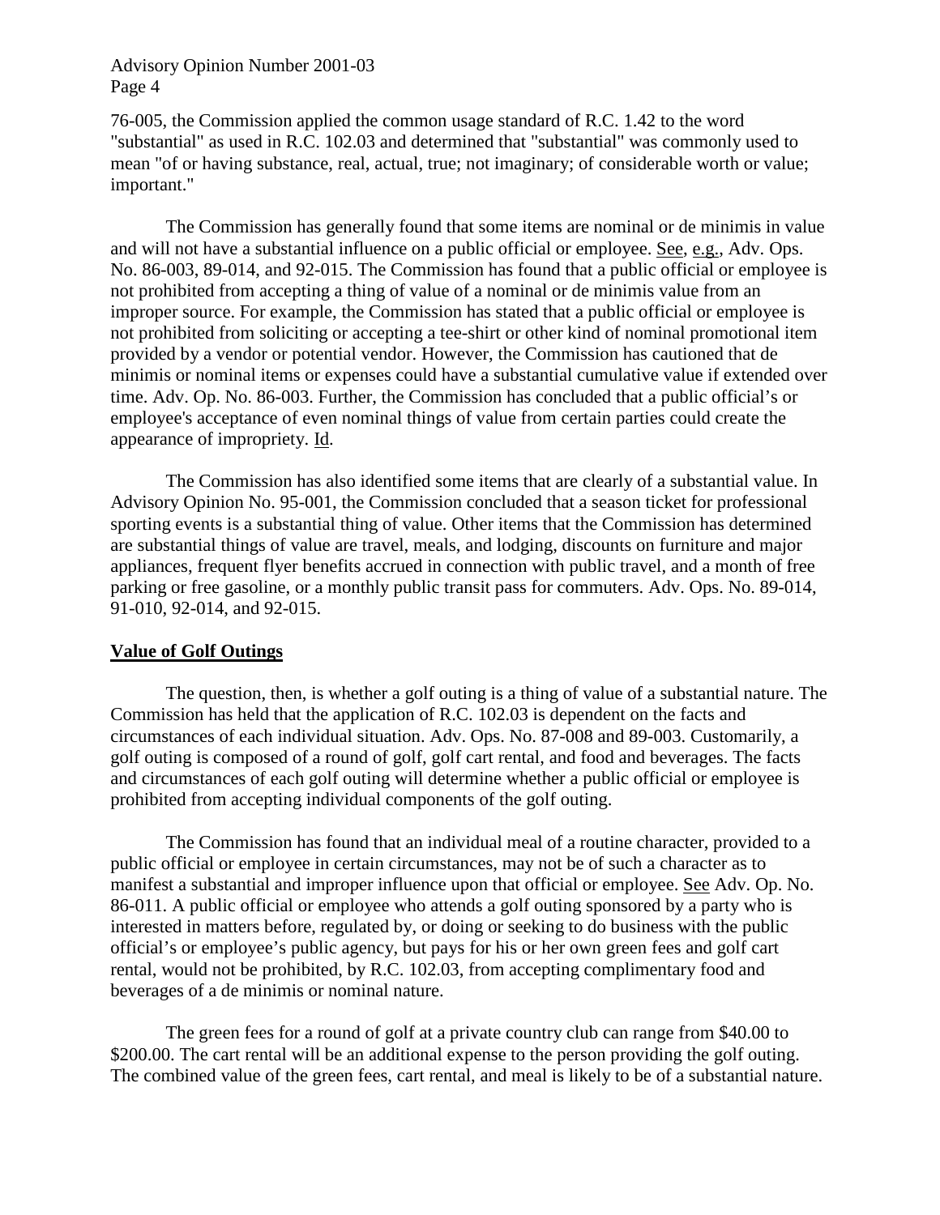76-005, the Commission applied the common usage standard of R.C. 1.42 to the word "substantial" as used in R.C. 102.03 and determined that "substantial" was commonly used to mean "of or having substance, real, actual, true; not imaginary; of considerable worth or value; important."

The Commission has generally found that some items are nominal or de minimis in value and will not have a substantial influence on a public official or employee. See, e.g., Adv. Ops. No. 86-003, 89-014, and 92-015. The Commission has found that a public official or employee is not prohibited from accepting a thing of value of a nominal or de minimis value from an improper source. For example, the Commission has stated that a public official or employee is not prohibited from soliciting or accepting a tee-shirt or other kind of nominal promotional item provided by a vendor or potential vendor. However, the Commission has cautioned that de minimis or nominal items or expenses could have a substantial cumulative value if extended over time. Adv. Op. No. 86-003. Further, the Commission has concluded that a public official's or employee's acceptance of even nominal things of value from certain parties could create the appearance of impropriety. Id.

The Commission has also identified some items that are clearly of a substantial value. In Advisory Opinion No. 95-001, the Commission concluded that a season ticket for professional sporting events is a substantial thing of value. Other items that the Commission has determined are substantial things of value are travel, meals, and lodging, discounts on furniture and major appliances, frequent flyer benefits accrued in connection with public travel, and a month of free parking or free gasoline, or a monthly public transit pass for commuters. Adv. Ops. No. 89-014, 91-010, 92-014, and 92-015.

## Value of Golf Outings

The question, then, is whether a golf outing is a thing of value of a substantial nature. The Commission has held that the application of R.C. 102.03 is dependent on the facts and circumstances of each individual situation. Adv. Ops. No. 87-008 and 89-003. Customarily, a golf outing is composed of a round of golf, golf cart rental, and food and beverages. The facts and circumstances of each golf outing will determine whether a public official or employee is prohibited from accepting individual components of the golf outing.

The Commission has found that an individual meal of a routine character, provided to a public official or employee in certain circumstances, may not be of such a character as to manifest a substantial and improper influence upon that official or employee. See Adv. Op. No. 86-011. A public official or employee who attends a golf outing sponsored by a party who is interested in matters before, regulated by, or doing or seeking to do business with the public official's or employee's public agency, but pays for his or her own green fees and golf cart rental, would not be prohibited, by R.C. 102.03, from accepting complimentary food and beverages of a de minimis or nominal nature.

The green fees for a round of golf at a private country club can range from $40.00 to $200.00. The cart rental will be an additional expense to the person providing the golf outing. The combined value of the green fees, cart rental, and meal is likely to be of a substantial nature.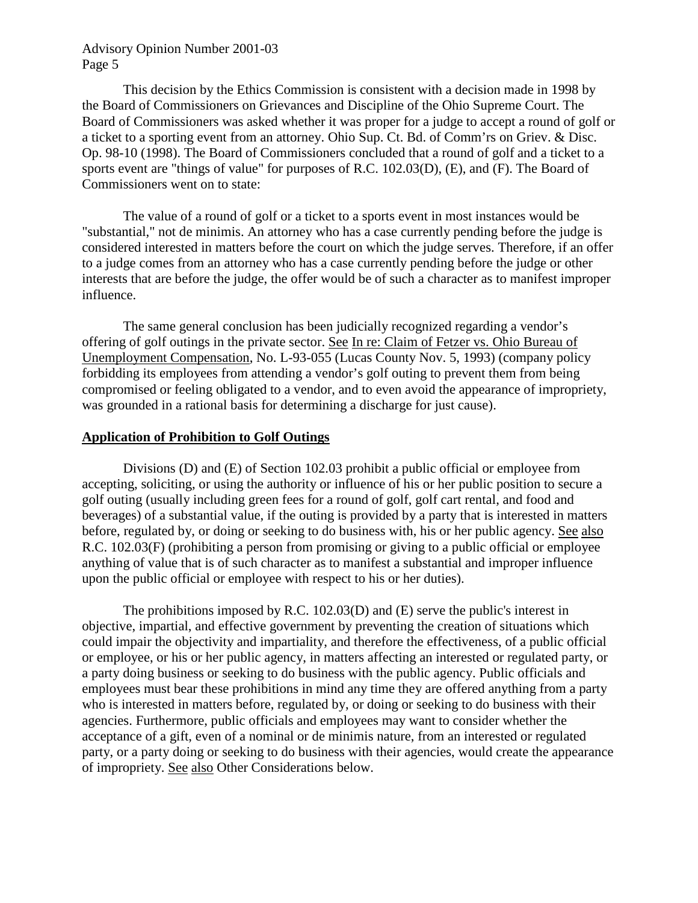This decision by the Ethics Commission is consistent with a decision made in 1998 by the Board of Commissioners on Grievances and Discipline of the Ohio Supreme Court. The Board of Commissioners was asked whether it was proper for a judge to accept a round of golf or a ticket to a sporting event from an attorney. Ohio Sup. Ct. Bd. of Comm'rs on Griev. & Disc. Op. 98-10 (1998). The Board of Commissioners concluded that a round of golf and a ticket to a sports event are "things of value" for purposes of R.C. 102.03(D), (E), and (F). The Board of Commissioners went on to state:

The value of a round of golf or a ticket to a sports event in most instances would be "substantial," not de minimis. An attorney who has a case currently pending before the judge is considered interested in matters before the court on which the judge serves. Therefore, if an offer to a judge comes from an attorney who has a case currently pending before the judge or other interests that are before the judge, the offer would be of such a character as to manifest improper influence.

The same general conclusion has been judicially recognized regarding a vendor's offering of golf outings in the private sector. See In re: Claim of Fetzer vs. Ohio Bureau of Unemployment Compensation, No. L-93-055 (Lucas County Nov. 5, 1993) (company policy forbidding its employees from attending a vendor's golf outing to prevent them from being compromised or feeling obligated to a vendor, and to even avoid the appearance of impropriety, was grounded in a rational basis for determining a discharge for just cause).

**Application of Prohibition to Golf Outings**

Divisions (D) and (E) of Section 102.03 prohibit a public official or employee from accepting, soliciting, or using the authority or influence of his or her public position to secure a golf outing (usually including green fees for a round of golf, golf cart rental, and food and beverages) of a substantial value, if the outing is provided by a party that is interested in matters before, regulated by, or doing or seeking to do business with, his or her public agency. See also R.C. 102.03(F) (prohibiting a person from promising or giving to a public official or employee anything of value that is of such character as to manifest a substantial and improper influence upon the public official or employee with respect to his or her duties).

The prohibitions imposed by R.C. 102.03(D) and (E) serve the public's interest in objective, impartial, and effective government by preventing the creation of situations which could impair the objectivity and impartiality, and therefore the effectiveness, of a public official or employee, or his or her public agency, in matters affecting an interested or regulated party, or a party doing business or seeking to do business with the public agency. Public officials and employees must bear these prohibitions in mind any time they are offered anything from a party who is interested in matters before, regulated by, or doing or seeking to do business with their agencies. Furthermore, public officials and employees may want to consider whether the acceptance of a gift, even of a nominal or de minimis nature, from an interested or regulated party, or a party doing or seeking to do business with their agencies, would create the appearance of impropriety. See also Other Considerations below.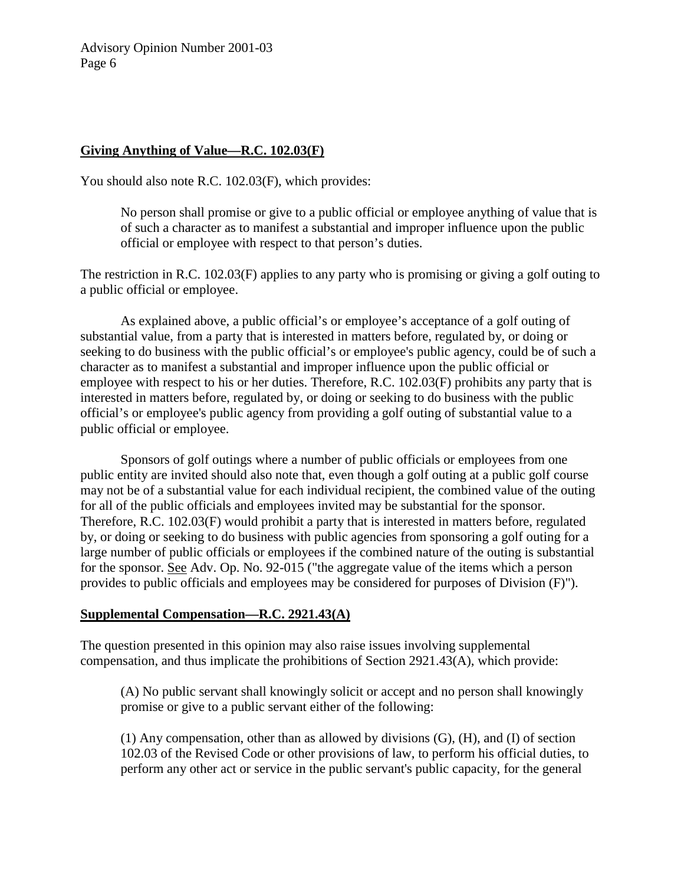**Giving Anything of Value—R.C. 102.03(F)**

You should also note R.C. 102.03(F), which provides:

> No person shall promise or give to a public official or employee anything of value that is of such a character as to manifest a substantial and improper influence upon the public official or employee with respect to that person's duties.

The restriction in R.C. 102.03(F) applies to any party who is promising or giving a golf outing to a public official or employee.

As explained above, a public official's or employee's acceptance of a golf outing of substantial value, from a party that is interested in matters before, regulated by, or doing or seeking to do business with the public official's or employee's public agency, could be of such a character as to manifest a substantial and improper influence upon the public official or employee with respect to his or her duties. Therefore, R.C. 102.03(F) prohibits any party that is interested in matters before, regulated by, or doing or seeking to do business with the public official's or employee's public agency from providing a golf outing of substantial value to a public official or employee.

Sponsors of golf outings where a number of public officials or employees from one public entity are invited should also note that, even though a golf outing at a public golf course may not be of a substantial value for each individual recipient, the combined value of the outing for all of the public officials and employees invited may be substantial for the sponsor. Therefore, R.C. 102.03(F) would prohibit a party that is interested in matters before, regulated by, or doing or seeking to do business with public agencies from sponsoring a golf outing for a large number of public officials or employees if the combined nature of the outing is substantial for the sponsor. See Adv. Op. No. 92-015 ("the aggregate value of the items which a person provides to public officials and employees may be considered for purposes of Division (F)").

**Supplemental Compensation—R.C. 2921.43(A)**

The question presented in this opinion may also raise issues involving supplemental compensation, and thus implicate the prohibitions of Section 2921.43(A), which provide:

> (A) No public servant shall knowingly solicit or accept and no person shall knowingly promise or give to a public servant either of the following:
>
> (1) Any compensation, other than as allowed by divisions (G), (H), and (I) of section 102.03 of the Revised Code or other provisions of law, to perform his official duties, to perform any other act or service in the public servant's public capacity, for the general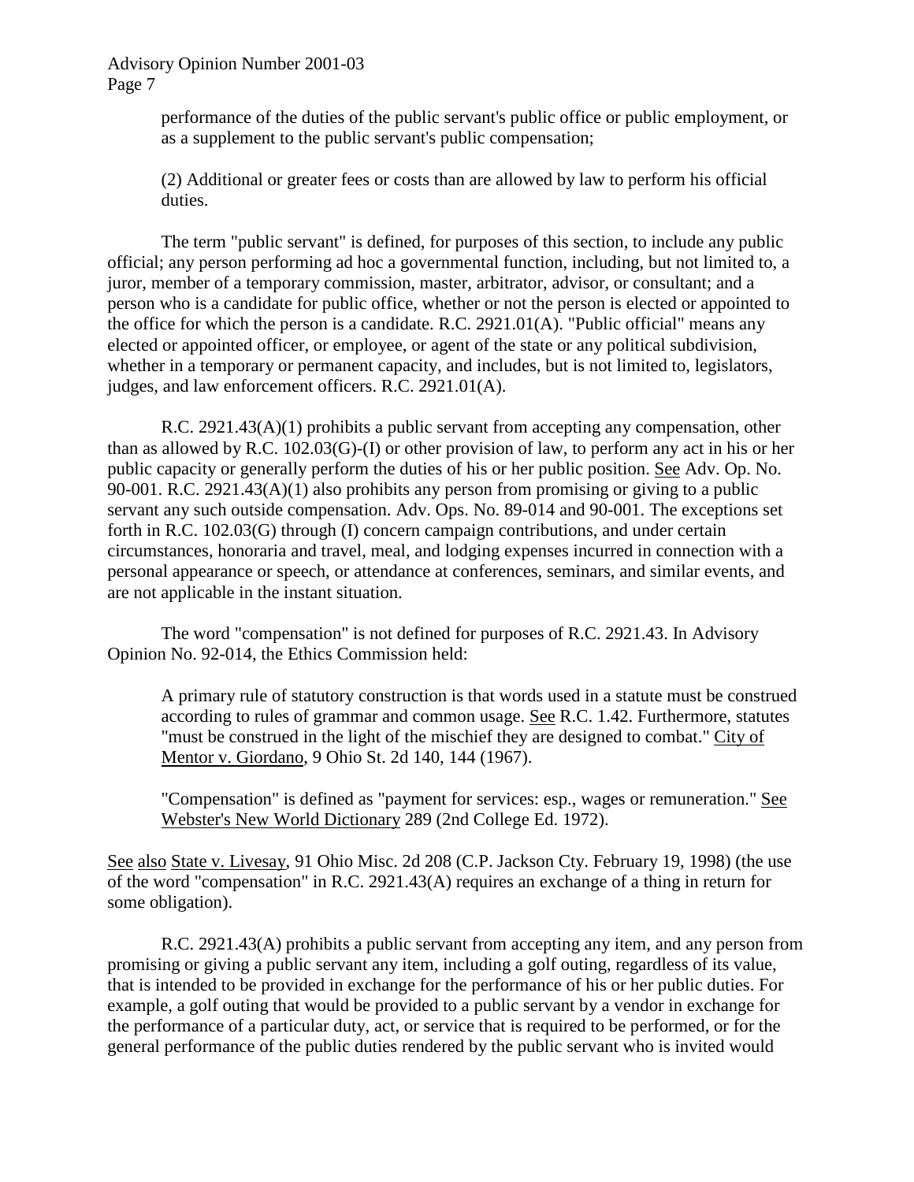> performance of the duties of the public servant's public office or public employment, or as a supplement to the public servant's public compensation;
>
> (2) Additional or greater fees or costs than are allowed by law to perform his official duties.

The term "public servant" is defined, for purposes of this section, to include any public official; any person performing ad hoc a governmental function, including, but not limited to, a juror, member of a temporary commission, master, arbitrator, advisor, or consultant; and a person who is a candidate for public office, whether or not the person is elected or appointed to the office for which the person is a candidate. R.C. 2921.01(A). "Public official" means any elected or appointed officer, or employee, or agent of the state or any political subdivision, whether in a temporary or permanent capacity, and includes, but is not limited to, legislators, judges, and law enforcement officers. R.C. 2921.01(A).

R.C. 2921.43(A)(1) prohibits a public servant from accepting any compensation, other than as allowed by R.C. 102.03(G)-(I) or other provision of law, to perform any act in his or her public capacity or generally perform the duties of his or her public position. See Adv. Op. No. 90-001. R.C. 2921.43(A)(1) also prohibits any person from promising or giving to a public servant any such outside compensation. Adv. Ops. No. 89-014 and 90-001. The exceptions set forth in R.C. 102.03(G) through (I) concern campaign contributions, and under certain circumstances, honoraria and travel, meal, and lodging expenses incurred in connection with a personal appearance or speech, or attendance at conferences, seminars, and similar events, and are not applicable in the instant situation.

The word "compensation" is not defined for purposes of R.C. 2921.43. In Advisory Opinion No. 92-014, the Ethics Commission held:

> A primary rule of statutory construction is that words used in a statute must be construed according to rules of grammar and common usage. See R.C. 1.42. Furthermore, statutes "must be construed in the light of the mischief they are designed to combat." City of Mentor v. Giordano, 9 Ohio St. 2d 140, 144 (1967).
>
> "Compensation" is defined as "payment for services: esp., wages or remuneration." See Webster's New World Dictionary 289 (2nd College Ed. 1972).

See also State v. Livesay, 91 Ohio Misc. 2d 208 (C.P. Jackson Cty. February 19, 1998) (the use of the word "compensation" in R.C. 2921.43(A) requires an exchange of a thing in return for some obligation).

R.C. 2921.43(A) prohibits a public servant from accepting any item, and any person from promising or giving a public servant any item, including a golf outing, regardless of its value, that is intended to be provided in exchange for the performance of his or her public duties. For example, a golf outing that would be provided to a public servant by a vendor in exchange for the performance of a particular duty, act, or service that is required to be performed, or for the general performance of the public duties rendered by the public servant who is invited would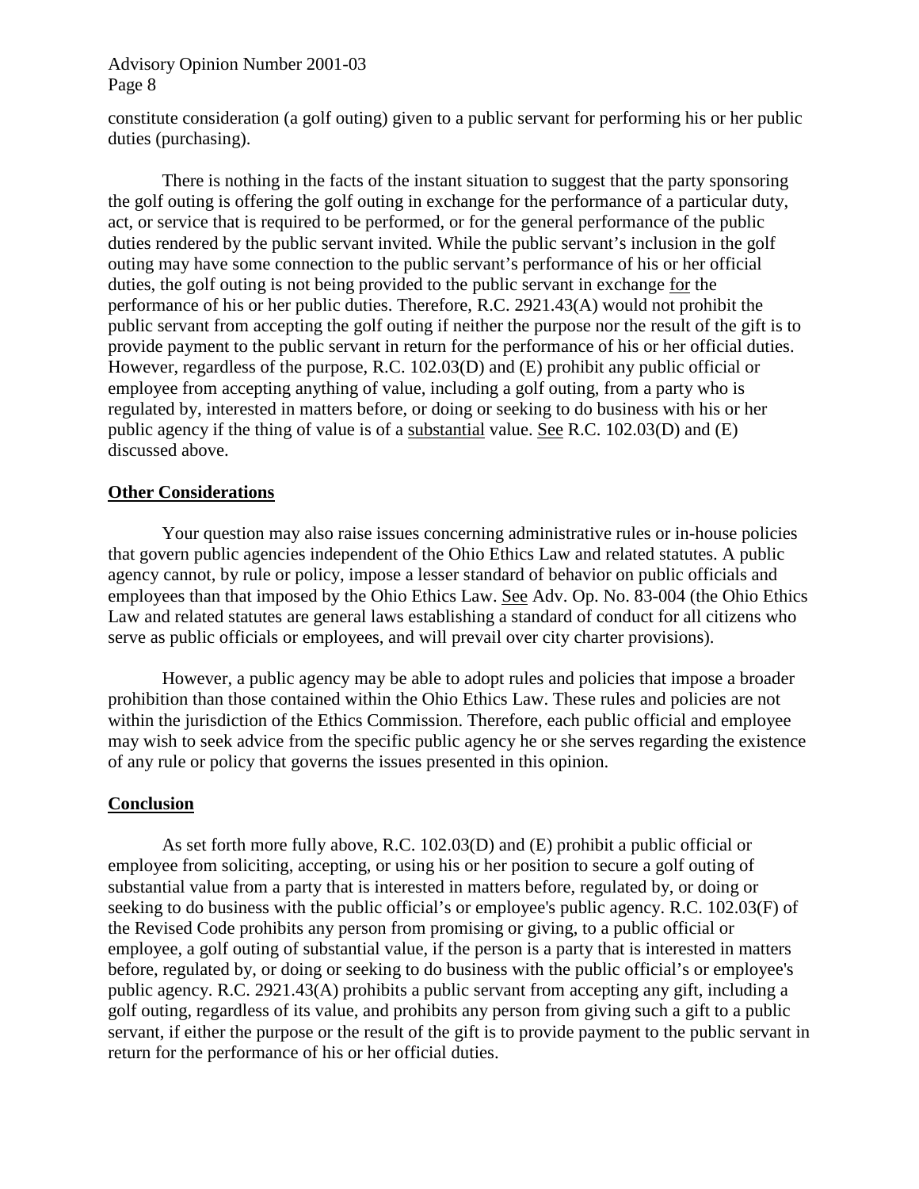constitute consideration (a golf outing) given to a public servant for performing his or her public duties (purchasing).

There is nothing in the facts of the instant situation to suggest that the party sponsoring the golf outing is offering the golf outing in exchange for the performance of a particular duty, act, or service that is required to be performed, or for the general performance of the public duties rendered by the public servant invited. While the public servant's inclusion in the golf outing may have some connection to the public servant's performance of his or her official duties, the golf outing is not being provided to the public servant in exchange <u>for</u> the performance of his or her public duties. Therefore, R.C. 2921.43(A) would not prohibit the public servant from accepting the golf outing if neither the purpose nor the result of the gift is to provide payment to the public servant in return for the performance of his or her official duties. However, regardless of the purpose, R.C. 102.03(D) and (E) prohibit any public official or employee from accepting anything of value, including a golf outing, from a party who is regulated by, interested in matters before, or doing or seeking to do business with his or her public agency if the thing of value is of a <u>substantial</u> value. <u>See</u> R.C. 102.03(D) and (E) discussed above.

## <u>Other Considerations</u>

Your question may also raise issues concerning administrative rules or in-house policies that govern public agencies independent of the Ohio Ethics Law and related statutes. A public agency cannot, by rule or policy, impose a lesser standard of behavior on public officials and employees than that imposed by the Ohio Ethics Law. <u>See</u> Adv. Op. No. 83-004 (the Ohio Ethics Law and related statutes are general laws establishing a standard of conduct for all citizens who serve as public officials or employees, and will prevail over city charter provisions).

However, a public agency may be able to adopt rules and policies that impose a broader prohibition than those contained within the Ohio Ethics Law. These rules and policies are not within the jurisdiction of the Ethics Commission. Therefore, each public official and employee may wish to seek advice from the specific public agency he or she serves regarding the existence of any rule or policy that governs the issues presented in this opinion.

## <u>Conclusion</u>

As set forth more fully above, R.C. 102.03(D) and (E) prohibit a public official or employee from soliciting, accepting, or using his or her position to secure a golf outing of substantial value from a party that is interested in matters before, regulated by, or doing or seeking to do business with the public official's or employee's public agency. R.C. 102.03(F) of the Revised Code prohibits any person from promising or giving, to a public official or employee, a golf outing of substantial value, if the person is a party that is interested in matters before, regulated by, or doing or seeking to do business with the public official's or employee's public agency. R.C. 2921.43(A) prohibits a public servant from accepting any gift, including a golf outing, regardless of its value, and prohibits any person from giving such a gift to a public servant, if either the purpose or the result of the gift is to provide payment to the public servant in return for the performance of his or her official duties.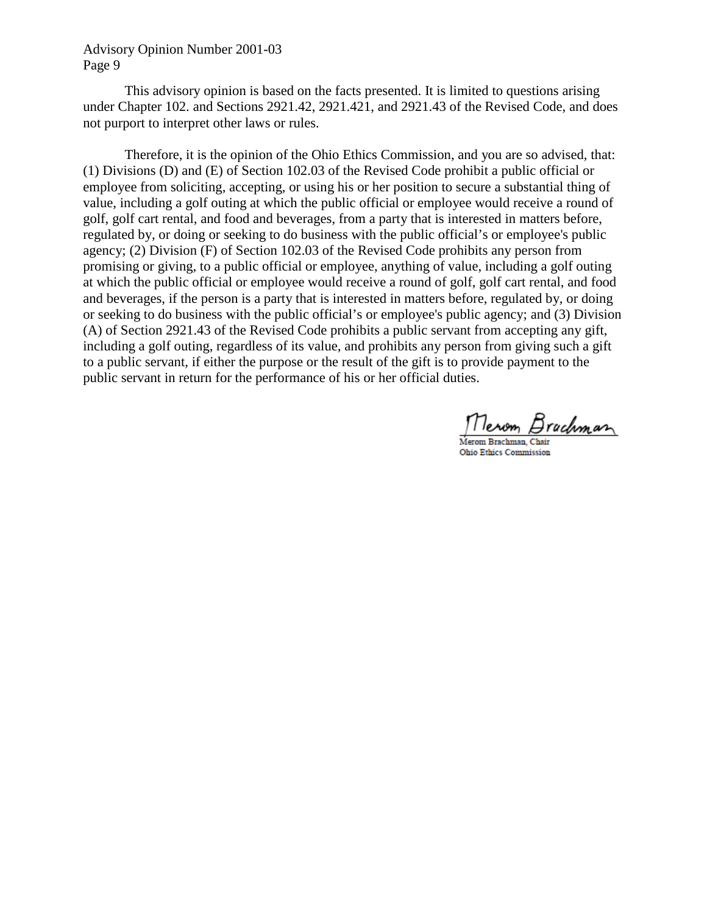This advisory opinion is based on the facts presented. It is limited to questions arising under Chapter 102. and Sections 2921.42, 2921.421, and 2921.43 of the Revised Code, and does not purport to interpret other laws or rules.

Therefore, it is the opinion of the Ohio Ethics Commission, and you are so advised, that: (1) Divisions (D) and (E) of Section 102.03 of the Revised Code prohibit a public official or employee from soliciting, accepting, or using his or her position to secure a substantial thing of value, including a golf outing at which the public official or employee would receive a round of golf, golf cart rental, and food and beverages, from a party that is interested in matters before, regulated by, or doing or seeking to do business with the public official's or employee's public agency; (2) Division (F) of Section 102.03 of the Revised Code prohibits any person from promising or giving, to a public official or employee, anything of value, including a golf outing at which the public official or employee would receive a round of golf, golf cart rental, and food and beverages, if the person is a party that is interested in matters before, regulated by, or doing or seeking to do business with the public official's or employee's public agency; and (3) Division (A) of Section 2921.43 of the Revised Code prohibits a public servant from accepting any gift, including a golf outing, regardless of its value, and prohibits any person from giving such a gift to a public servant, if either the purpose or the result of the gift is to provide payment to the public servant in return for the performance of his or her official duties.

Merom Brachman

Merom Brachman, Chair
Ohio Ethics Commission